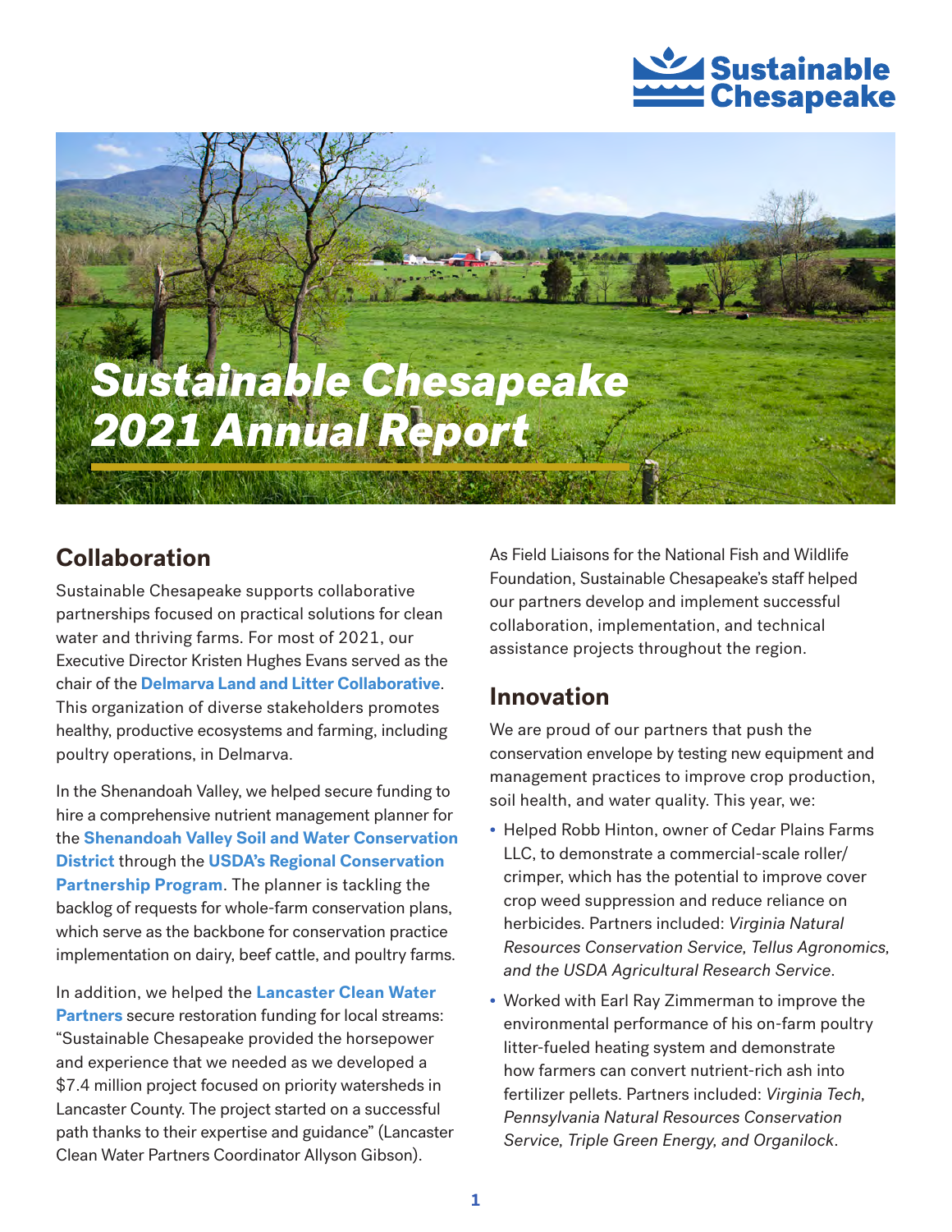# Sustainable Chesapeake 2021 Annual Report

## Collaboration

Sustainable Chesapeake supports collaborative partnerships focused on practical solutions for clean water and thriving farms. For most of 2021, our Executive Director Kristen Hughes Evans served as the chair of the **Delmarva Land and Litter Collaborative**. This organization of diverse stakeholders promotes healthy, productive ecosystems and farming, including poultry operations, in Delmarva.

In the Shenandoah Valley, we helped secure funding to hire a comprehensive nutrient management planner for the **Shenandoah Valley Soil and Water Conservation District** through the **USDA's Regional Conservation Partnership Program**. The planner is tackling the backlog of requests for whole-farm conservation plans, which serve as the backbone for conservation practice implementation on dairy, beef cattle, and poultry farms.

In addition, we helped the **Lancaster Clean Water Partners** secure restoration funding for local streams: "Sustainable Chesapeake provided the horsepower and experience that we needed as we developed a $7.4 million project focused on priority watersheds in Lancaster County. The project started on a successful path thanks to their expertise and guidance" (Lancaster Clean Water Partners Coordinator Allyson Gibson).

As Field Liaisons for the National Fish and Wildlife Foundation, Sustainable Chesapeake's staff helped our partners develop and implement successful collaboration, implementation, and technical assistance projects throughout the region.

## Innovation

We are proud of our partners that push the conservation envelope by testing new equipment and management practices to improve crop production, soil health, and water quality. This year, we:

- Helped Robb Hinton, owner of Cedar Plains Farms LLC, to demonstrate a commercial-scale roller/crimper, which has the potential to improve cover crop weed suppression and reduce reliance on herbicides. Partners included: *Virginia Natural Resources Conservation Service, Tellus Agronomics, and the USDA Agricultural Research Service*.
- Worked with Earl Ray Zimmerman to improve the environmental performance of his on-farm poultry litter-fueled heating system and demonstrate how farmers can convert nutrient-rich ash into fertilizer pellets. Partners included: *Virginia Tech, Pennsylvania Natural Resources Conservation Service, Triple Green Energy, and Organilock*.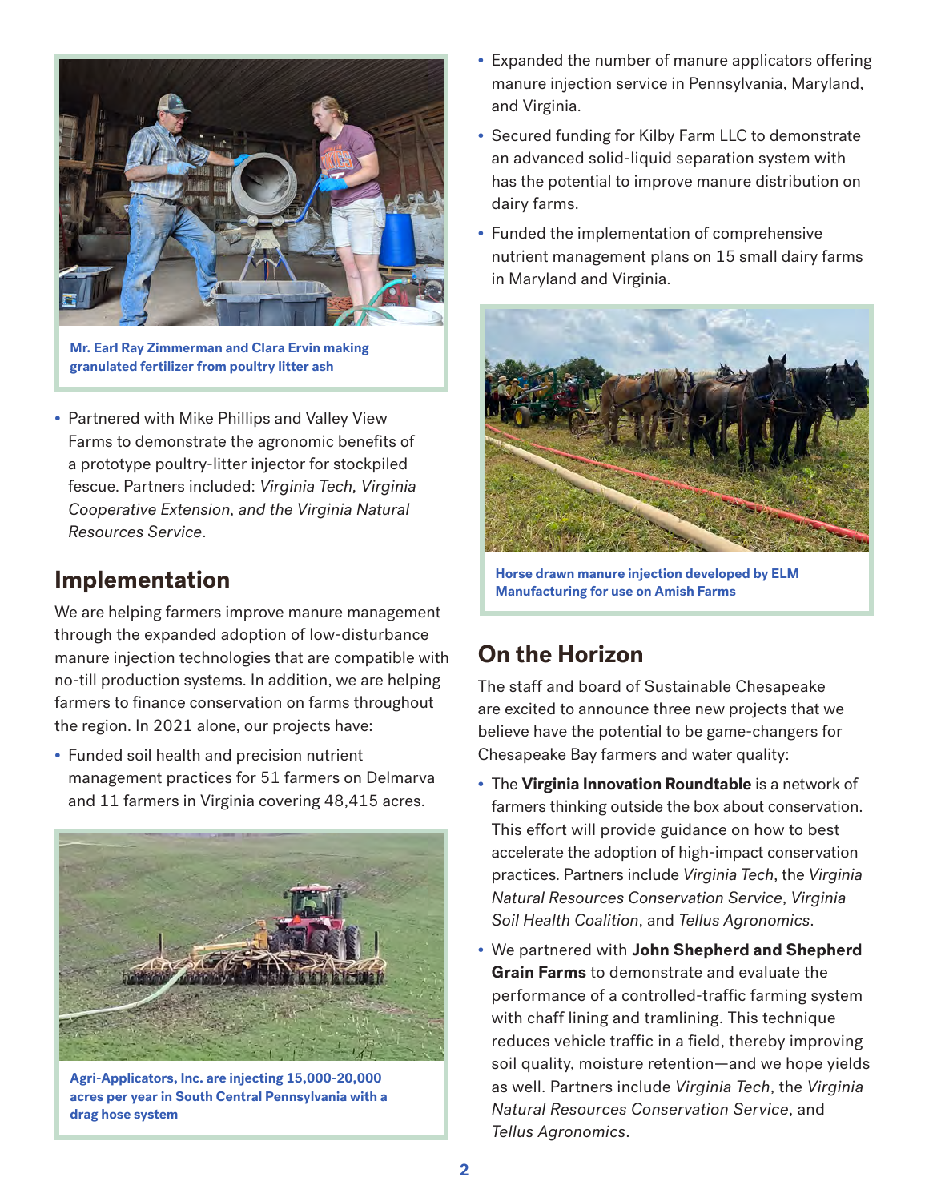Mr. Earl Ray Zimmerman and Clara Ervin making granulated fertilizer from poultry litter ash

- Partnered with Mike Phillips and Valley View Farms to demonstrate the agronomic benefits of a prototype poultry-litter injector for stockpiled fescue. Partners included: *Virginia Tech, Virginia Cooperative Extension, and the Virginia Natural Resources Service*.

## Implementation

We are helping farmers improve manure management through the expanded adoption of low-disturbance manure injection technologies that are compatible with no-till production systems. In addition, we are helping farmers to finance conservation on farms throughout the region. In 2021 alone, our projects have:

- Funded soil health and precision nutrient management practices for 51 farmers on Delmarva and 11 farmers in Virginia covering 48,415 acres.

Agri-Applicators, Inc. are injecting 15,000-20,000 acres per year in South Central Pennsylvania with a drag hose system

- Expanded the number of manure applicators offering manure injection service in Pennsylvania, Maryland, and Virginia.
- Secured funding for Kilby Farm LLC to demonstrate an advanced solid-liquid separation system with has the potential to improve manure distribution on dairy farms.
- Funded the implementation of comprehensive nutrient management plans on 15 small dairy farms in Maryland and Virginia.

Horse drawn manure injection developed by ELM Manufacturing for use on Amish Farms

## On the Horizon

The staff and board of Sustainable Chesapeake are excited to announce three new projects that we believe have the potential to be game-changers for Chesapeake Bay farmers and water quality:

- The **Virginia Innovation Roundtable** is a network of farmers thinking outside the box about conservation. This effort will provide guidance on how to best accelerate the adoption of high-impact conservation practices. Partners include *Virginia Tech*, the *Virginia Natural Resources Conservation Service*, *Virginia Soil Health Coalition*, and *Tellus Agronomics*.
- We partnered with **John Shepherd and Shepherd Grain Farms** to demonstrate and evaluate the performance of a controlled-traffic farming system with chaff lining and tramlining. This technique reduces vehicle traffic in a field, thereby improving soil quality, moisture retention—and we hope yields as well. Partners include *Virginia Tech*, the *Virginia Natural Resources Conservation Service*, and *Tellus Agronomics*.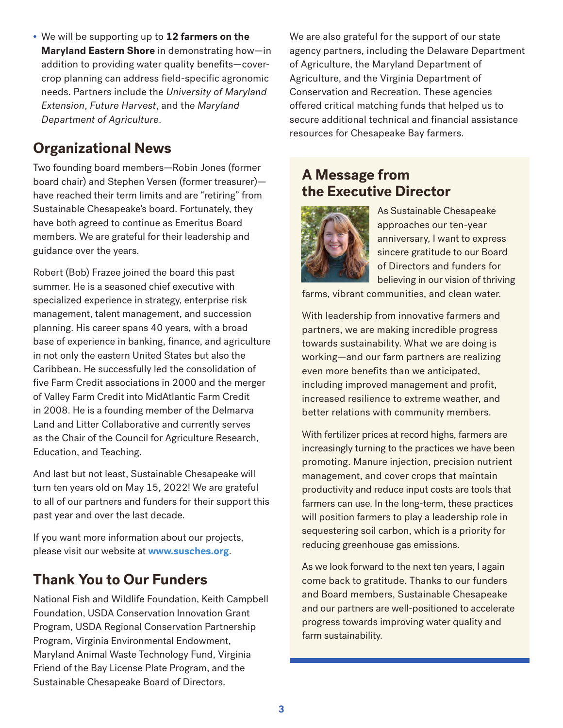- We will be supporting up to **12 farmers on the Maryland Eastern Shore** in demonstrating how—in addition to providing water quality benefits—cover-crop planning can address field-specific agronomic needs. Partners include the *University of Maryland Extension*, *Future Harvest*, and the *Maryland Department of Agriculture*.

## Organizational News

Two founding board members—Robin Jones (former board chair) and Stephen Versen (former treasurer)—have reached their term limits and are "retiring" from Sustainable Chesapeake's board. Fortunately, they have both agreed to continue as Emeritus Board members. We are grateful for their leadership and guidance over the years.

Robert (Bob) Frazee joined the board this past summer. He is a seasoned chief executive with specialized experience in strategy, enterprise risk management, talent management, and succession planning. His career spans 40 years, with a broad base of experience in banking, finance, and agriculture in not only the eastern United States but also the Caribbean. He successfully led the consolidation of five Farm Credit associations in 2000 and the merger of Valley Farm Credit into MidAtlantic Farm Credit in 2008. He is a founding member of the Delmarva Land and Litter Collaborative and currently serves as the Chair of the Council for Agriculture Research, Education, and Teaching.

And last but not least, Sustainable Chesapeake will turn ten years old on May 15, 2022! We are grateful to all of our partners and funders for their support this past year and over the last decade.

If you want more information about our projects, please visit our website at **www.susches.org**.

## Thank You to Our Funders

National Fish and Wildlife Foundation, Keith Campbell Foundation, USDA Conservation Innovation Grant Program, USDA Regional Conservation Partnership Program, Virginia Environmental Endowment, Maryland Animal Waste Technology Fund, Virginia Friend of the Bay License Plate Program, and the Sustainable Chesapeake Board of Directors.

We are also grateful for the support of our state agency partners, including the Delaware Department of Agriculture, the Maryland Department of Agriculture, and the Virginia Department of Conservation and Recreation. These agencies offered critical matching funds that helped us to secure additional technical and financial assistance resources for Chesapeake Bay farmers.

## A Message from the Executive Director

As Sustainable Chesapeake approaches our ten-year anniversary, I want to express sincere gratitude to our Board of Directors and funders for believing in our vision of thriving farms, vibrant communities, and clean water.

With leadership from innovative farmers and partners, we are making incredible progress towards sustainability. What we are doing is working—and our farm partners are realizing even more benefits than we anticipated, including improved management and profit, increased resilience to extreme weather, and better relations with community members.

With fertilizer prices at record highs, farmers are increasingly turning to the practices we have been promoting. Manure injection, precision nutrient management, and cover crops that maintain productivity and reduce input costs are tools that farmers can use. In the long-term, these practices will position farmers to play a leadership role in sequestering soil carbon, which is a priority for reducing greenhouse gas emissions.

As we look forward to the next ten years, I again come back to gratitude. Thanks to our funders and Board members, Sustainable Chesapeake and our partners are well-positioned to accelerate progress towards improving water quality and farm sustainability.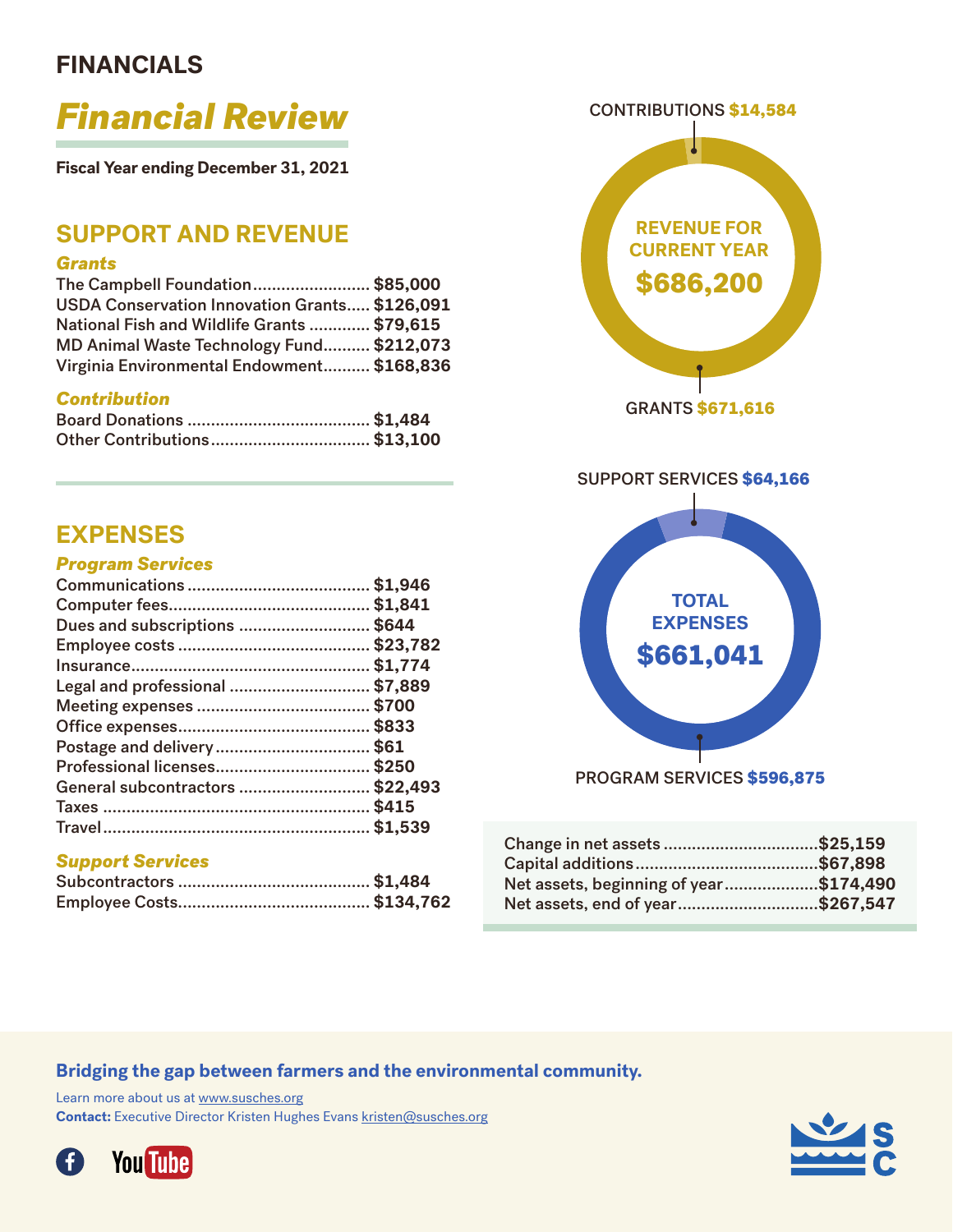FINANCIALS

# Financial Review

**Fiscal Year ending December 31, 2021**

## SUPPORT AND REVENUE

### *Grants*

| | |
|---|---|
| The Campbell Foundation | $85,000 |
| USDA Conservation Innovation Grants | $126,091 |
| National Fish and Wildlife Grants | $79,615 |
| MD Animal Waste Technology Fund | $212,073 |
| Virginia Environmental Endowment | $168,836 |

### *Contribution*

| | |
|---|---|
| Board Donations | $1,484 |
| Other Contributions | $13,100 |

## EXPENSES

### *Program Services*

| | |
|---|---|
| Communications | $1,946 |
| Computer fees | $1,841 |
| Dues and subscriptions | $644 |
| Employee costs | $23,782 |
| Insurance | $1,774 |
| Legal and professional | $7,889 |
| Meeting expenses | $700 |
| Office expenses | $833 |
| Postage and delivery | $61 |
| Professional licenses | $250 |
| General subcontractors | $22,493 |
| Taxes | $415 |
| Travel | $1,539 |

### *Support Services*

| | |
|---|---|
| Subcontractors | $1,484 |
| Employee Costs | $134,762 |

CONTRIBUTIONS $14,584

REVENUE FOR CURRENT YEAR $686,200

GRANTS $671,616

SUPPORT SERVICES $64,166

TOTAL EXPENSES $661,041

PROGRAM SERVICES $596,875

| | |
|---|---|
| Change in net assets | $25,159 |
| Capital additions | $67,898 |
| Net assets, beginning of year | $174,490 |
| Net assets, end of year | $267,547 |

**Bridging the gap between farmers and the environmental community.**

Learn more about us at www.susches.org

**Contact:** Executive Director Kristen Hughes Evans kristen@susches.org